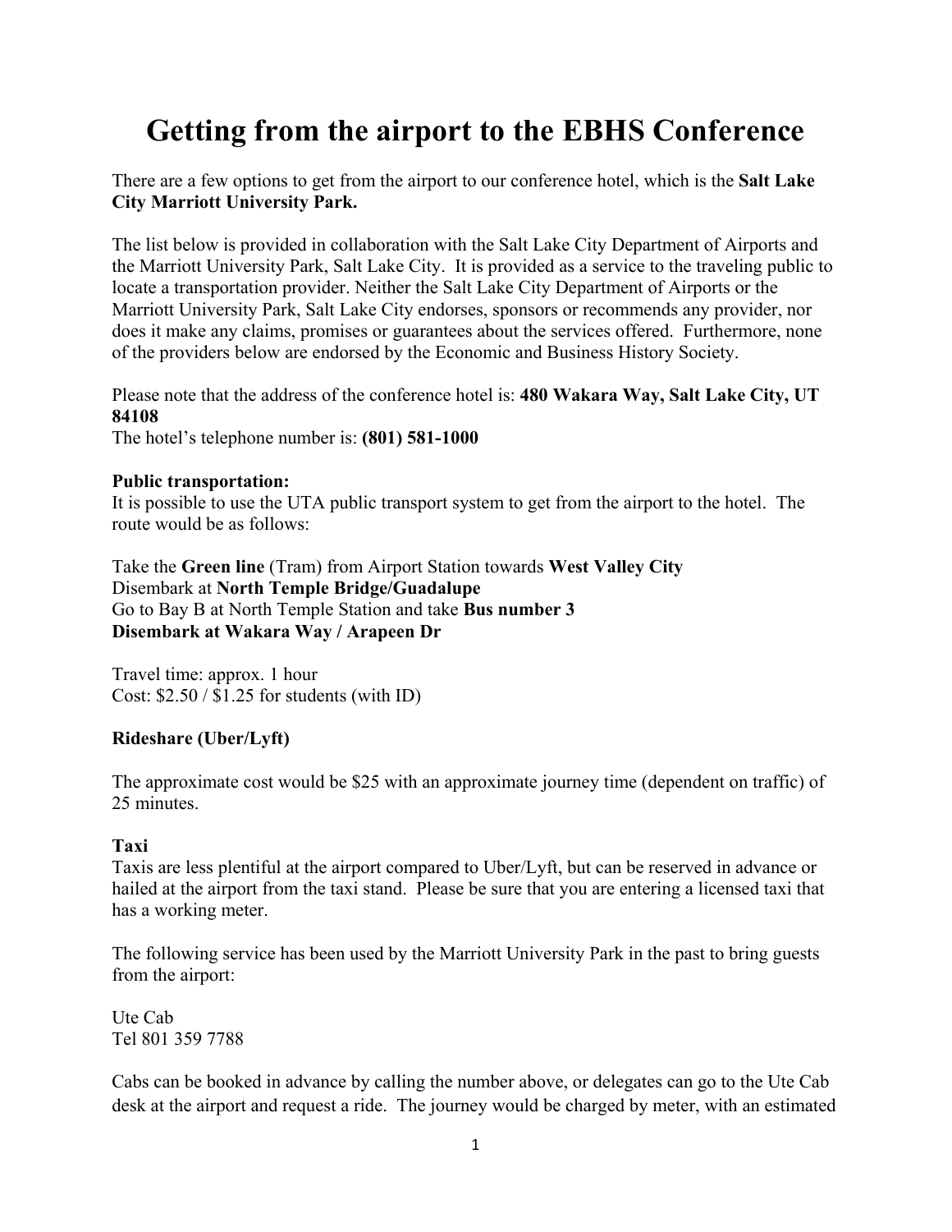# Getting from the airport to the EBHS Conference

There are a few options to get from the airport to our conference hotel, which is the **Salt Lake City Marriott University Park.**

The list below is provided in collaboration with the Salt Lake City Department of Airports and the Marriott University Park, Salt Lake City. It is provided as a service to the traveling public to locate a transportation provider. Neither the Salt Lake City Department of Airports or the Marriott University Park, Salt Lake City endorses, sponsors or recommends any provider, nor does it make any claims, promises or guarantees about the services offered. Furthermore, none of the providers below are endorsed by the Economic and Business History Society.

Please note that the address of the conference hotel is: **480 Wakara Way, Salt Lake City, UT 84108**
The hotel's telephone number is: **(801) 581-1000**

**Public transportation:**
It is possible to use the UTA public transport system to get from the airport to the hotel. The route would be as follows:

Take the **Green line** (Tram) from Airport Station towards **West Valley City**
Disembark at **North Temple Bridge/Guadalupe**
Go to Bay B at North Temple Station and take **Bus number 3**
**Disembark at Wakara Way / Arapeen Dr**

Travel time: approx. 1 hour
Cost: $2.50 / $1.25 for students (with ID)

**Rideshare (Uber/Lyft)**

The approximate cost would be $25 with an approximate journey time (dependent on traffic) of 25 minutes.

**Taxi**
Taxis are less plentiful at the airport compared to Uber/Lyft, but can be reserved in advance or hailed at the airport from the taxi stand. Please be sure that you are entering a licensed taxi that has a working meter.

The following service has been used by the Marriott University Park in the past to bring guests from the airport:

Ute Cab
Tel 801 359 7788

Cabs can be booked in advance by calling the number above, or delegates can go to the Ute Cab desk at the airport and request a ride. The journey would be charged by meter, with an estimated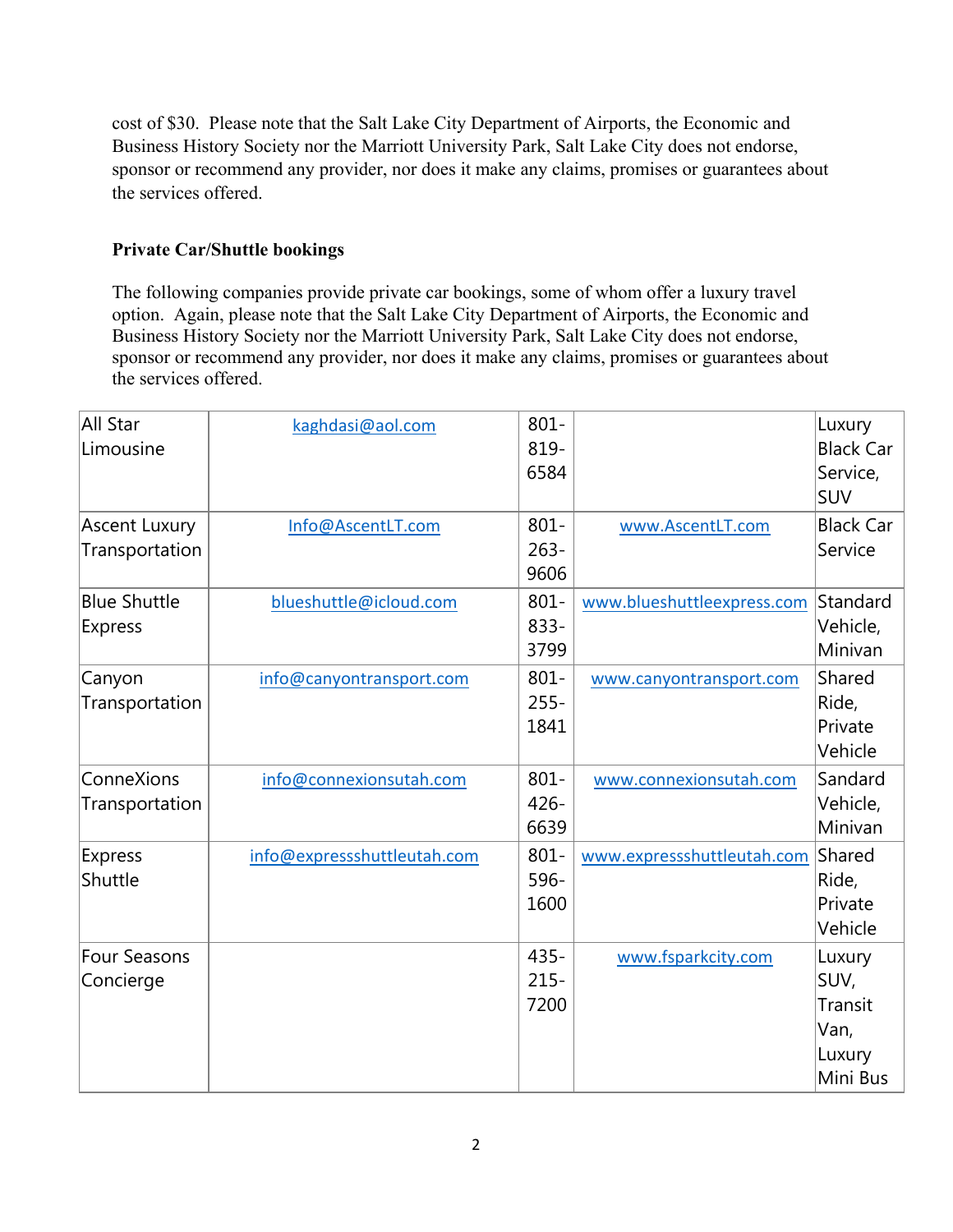cost of $30. Please note that the Salt Lake City Department of Airports, the Economic and Business History Society nor the Marriott University Park, Salt Lake City does not endorse, sponsor or recommend any provider, nor does it make any claims, promises or guarantees about the services offered.

**Private Car/Shuttle bookings**

The following companies provide private car bookings, some of whom offer a luxury travel option. Again, please note that the Salt Lake City Department of Airports, the Economic and Business History Society nor the Marriott University Park, Salt Lake City does not endorse, sponsor or recommend any provider, nor does it make any claims, promises or guarantees about the services offered.

| | | | | |
|---|---|---|---|---|
| All Star Limousine | kaghdasi@aol.com | 801-819-6584 | | Luxury Black Car Service, SUV |
| Ascent Luxury Transportation | Info@AscentLT.com | 801-263-9606 | www.AscentLT.com | Black Car Service |
| Blue Shuttle Express | blueshuttle@icloud.com | 801-833-3799 | www.blueshuttleexpress.com | Standard Vehicle, Minivan |
| Canyon Transportation | info@canyontransport.com | 801-255-1841 | www.canyontransport.com | Shared Ride, Private Vehicle |
| ConneXions Transportation | info@connexionsutah.com | 801-426-6639 | www.connexionsutah.com | Sandard Vehicle, Minivan |
| Express Shuttle | info@expressshuttleutah.com | 801-596-1600 | www.expressshuttleutah.com | Shared Ride, Private Vehicle |
| Four Seasons Concierge | | 435-215-7200 | www.fsparkcity.com | Luxury SUV, Transit Van, Luxury Mini Bus |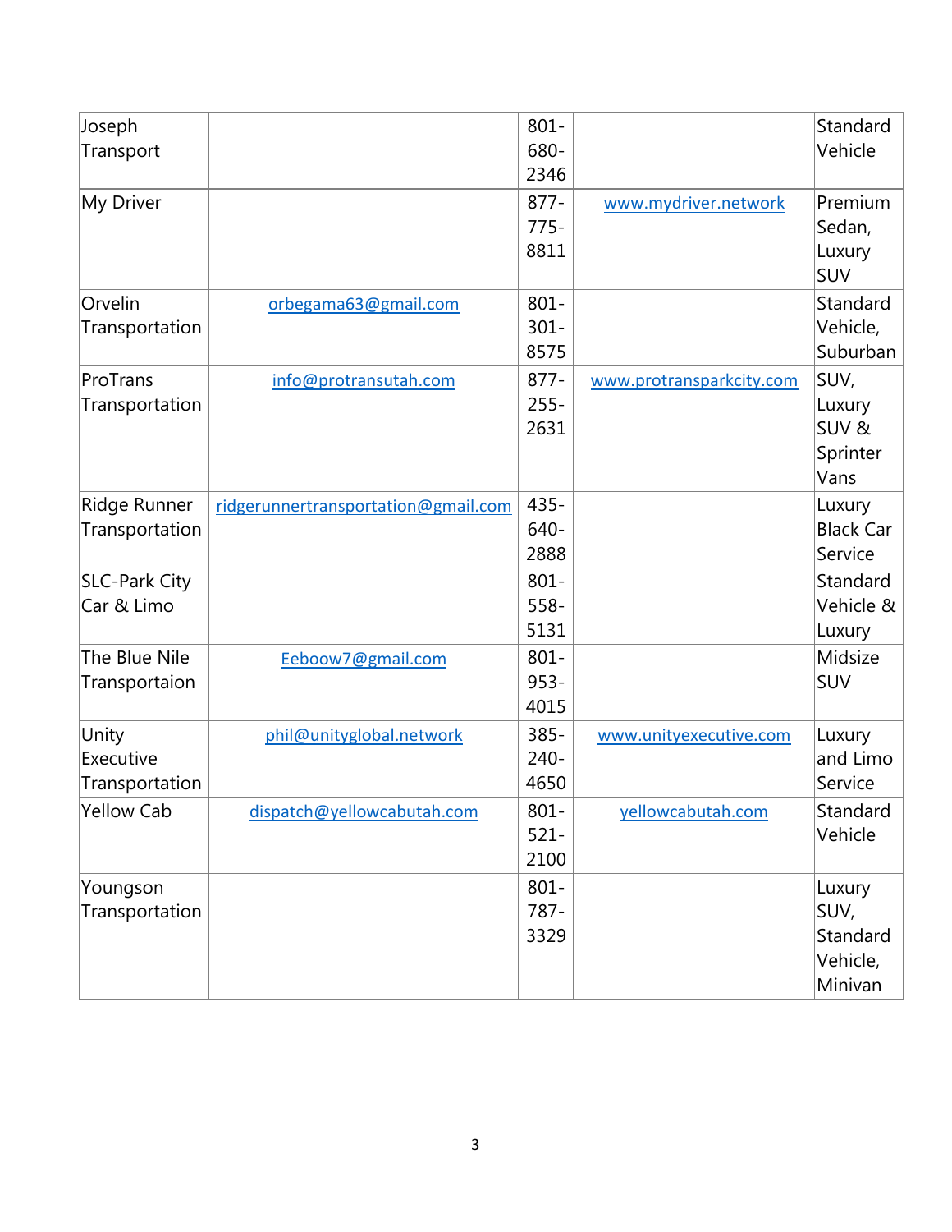| | | | | |
|---|---|---|---|---|
| Joseph Transport | | 801-680-2346 | | Standard Vehicle |
| My Driver | | 877-775-8811 | www.mydriver.network | Premium Sedan, Luxury SUV |
| Orvelin Transportation | orbegama63@gmail.com | 801-301-8575 | | Standard Vehicle, Suburban |
| ProTrans Transportation | info@protransutah.com | 877-255-2631 | www.protransparkcity.com | SUV, Luxury SUV & Sprinter Vans |
| Ridge Runner Transportation | ridgerunnertransportation@gmail.com | 435-640-2888 | | Luxury Black Car Service |
| SLC-Park City Car & Limo | | 801-558-5131 | | Standard Vehicle & Luxury |
| The Blue Nile Transportaion | Eeboow7@gmail.com | 801-953-4015 | | Midsize SUV |
| Unity Executive Transportation | phil@unityglobal.network | 385-240-4650 | www.unityexecutive.com | Luxury and Limo Service |
| Yellow Cab | dispatch@yellowcabutah.com | 801-521-2100 | yellowcabutah.com | Standard Vehicle |
| Youngson Transportation | | 801-787-3329 | | Luxury SUV, Standard Vehicle, Minivan |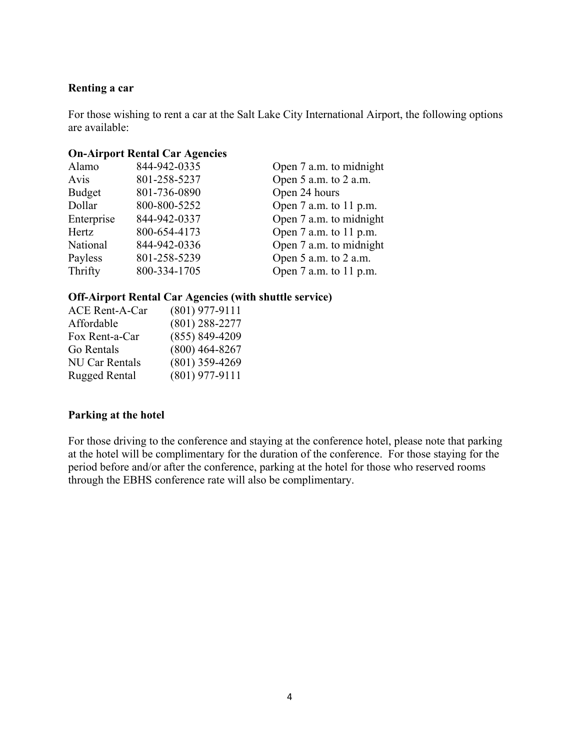## Renting a car

For those wishing to rent a car at the Salt Lake City International Airport, the following options are available:

### On-Airport Rental Car Agencies

| | | |
|---|---|---|
| Alamo | 844-942-0335 | Open 7 a.m. to midnight |
| Avis | 801-258-5237 | Open 5 a.m. to 2 a.m. |
| Budget | 801-736-0890 | Open 24 hours |
| Dollar | 800-800-5252 | Open 7 a.m. to 11 p.m. |
| Enterprise | 844-942-0337 | Open 7 a.m. to midnight |
| Hertz | 800-654-4173 | Open 7 a.m. to 11 p.m. |
| National | 844-942-0336 | Open 7 a.m. to midnight |
| Payless | 801-258-5239 | Open 5 a.m. to 2 a.m. |
| Thrifty | 800-334-1705 | Open 7 a.m. to 11 p.m. |

### Off-Airport Rental Car Agencies (with shuttle service)

| | |
|---|---|
| ACE Rent-A-Car | (801) 977-9111 |
| Affordable | (801) 288-2277 |
| Fox Rent-a-Car | (855) 849-4209 |
| Go Rentals | (800) 464-8267 |
| NU Car Rentals | (801) 359-4269 |
| Rugged Rental | (801) 977-9111 |

## Parking at the hotel

For those driving to the conference and staying at the conference hotel, please note that parking at the hotel will be complimentary for the duration of the conference. For those staying for the period before and/or after the conference, parking at the hotel for those who reserved rooms through the EBHS conference rate will also be complimentary.